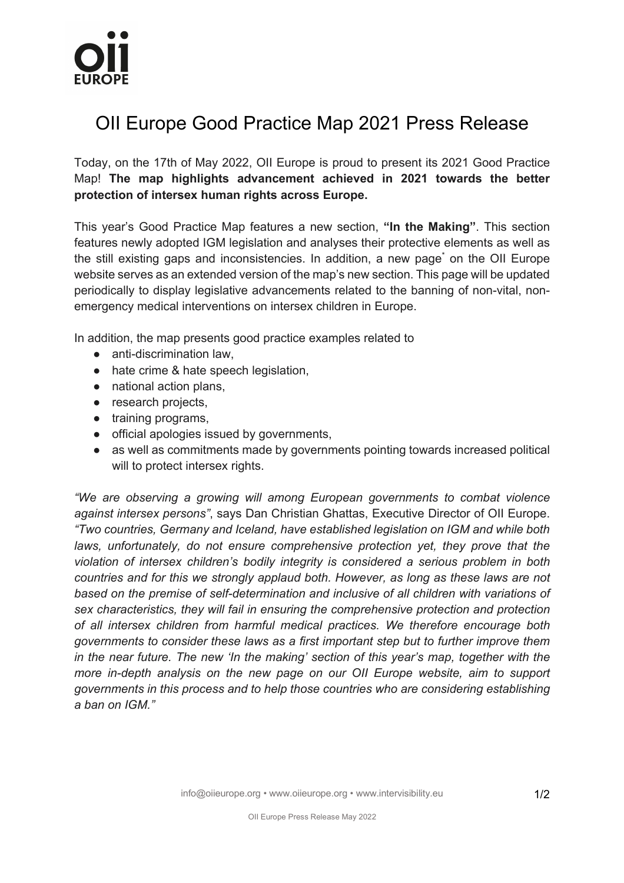# OII Europe Good Practice Map 2021 Press Release

Today, on the 17th of May 2022, OII Europe is proud to present its 2021 Good Practice Map! **The map highlights advancement achieved in 2021 towards the better protection of intersex human rights across Europe.**

This year's Good Practice Map features a new section, **"In the Making"**. This section features newly adopted IGM legislation and analyses their protective elements as well as the still existing gaps and inconsistencies. In addition, a new page* on the OII Europe website serves as an extended version of the map's new section. This page will be updated periodically to display legislative advancements related to the banning of non-vital, non-emergency medical interventions on intersex children in Europe.

In addition, the map presents good practice examples related to

- anti-discrimination law,
- hate crime & hate speech legislation,
- national action plans,
- research projects,
- training programs,
- official apologies issued by governments,
- as well as commitments made by governments pointing towards increased political will to protect intersex rights.

*"We are observing a growing will among European governments to combat violence against intersex persons"*, says Dan Christian Ghattas, Executive Director of OII Europe. *"Two countries, Germany and Iceland, have established legislation on IGM and while both laws, unfortunately, do not ensure comprehensive protection yet, they prove that the violation of intersex children's bodily integrity is considered a serious problem in both countries and for this we strongly applaud both. However, as long as these laws are not based on the premise of self-determination and inclusive of all children with variations of sex characteristics, they will fail in ensuring the comprehensive protection and protection of all intersex children from harmful medical practices. We therefore encourage both governments to consider these laws as a first important step but to further improve them in the near future. The new 'In the making' section of this year's map, together with the more in-depth analysis on the new page on our OII Europe website, aim to support governments in this process and to help those countries who are considering establishing a ban on IGM."*

info@oiieurope.org • www.oiieurope.org • www.intervisibility.eu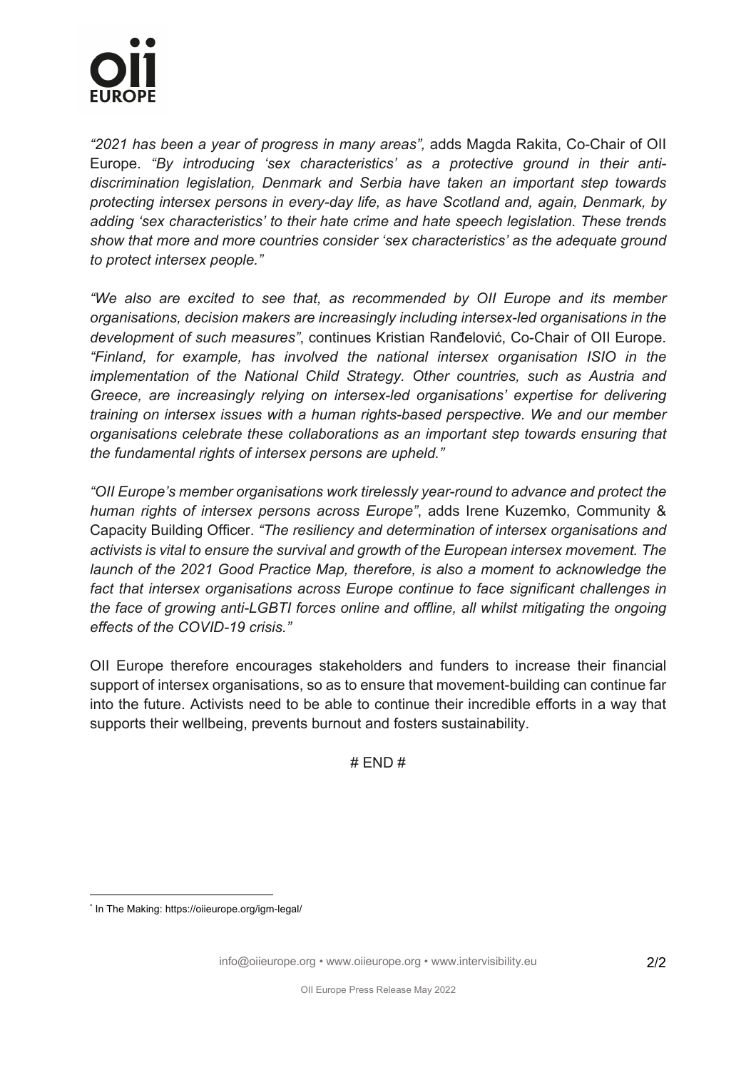*"2021 has been a year of progress in many areas"*, adds Magda Rakita, Co-Chair of OII Europe. *"By introducing 'sex characteristics' as a protective ground in their anti-discrimination legislation, Denmark and Serbia have taken an important step towards protecting intersex persons in every-day life, as have Scotland and, again, Denmark, by adding 'sex characteristics' to their hate crime and hate speech legislation. These trends show that more and more countries consider 'sex characteristics' as the adequate ground to protect intersex people."*

*"We also are excited to see that, as recommended by OII Europe and its member organisations, decision makers are increasingly including intersex-led organisations in the development of such measures"*, continues Kristian Ranđelović, Co-Chair of OII Europe. *"Finland, for example, has involved the national intersex organisation ISIO in the implementation of the National Child Strategy. Other countries, such as Austria and Greece, are increasingly relying on intersex-led organisations' expertise for delivering training on intersex issues with a human rights-based perspective. We and our member organisations celebrate these collaborations as an important step towards ensuring that the fundamental rights of intersex persons are upheld."*

*"OII Europe's member organisations work tirelessly year-round to advance and protect the human rights of intersex persons across Europe"*, adds Irene Kuzemko, Community & Capacity Building Officer. *"The resiliency and determination of intersex organisations and activists is vital to ensure the survival and growth of the European intersex movement. The launch of the 2021 Good Practice Map, therefore, is also a moment to acknowledge the fact that intersex organisations across Europe continue to face significant challenges in the face of growing anti-LGBTI forces online and offline, all whilst mitigating the ongoing effects of the COVID-19 crisis."*

OII Europe therefore encourages stakeholders and funders to increase their financial support of intersex organisations, so as to ensure that movement-building can continue far into the future. Activists need to be able to continue their incredible efforts in a way that supports their wellbeing, prevents burnout and fosters sustainability.

# END #

[*] In The Making: https://oiieurope.org/igm-legal/

info@oiieurope.org • www.oiieurope.org • www.intervisibility.eu